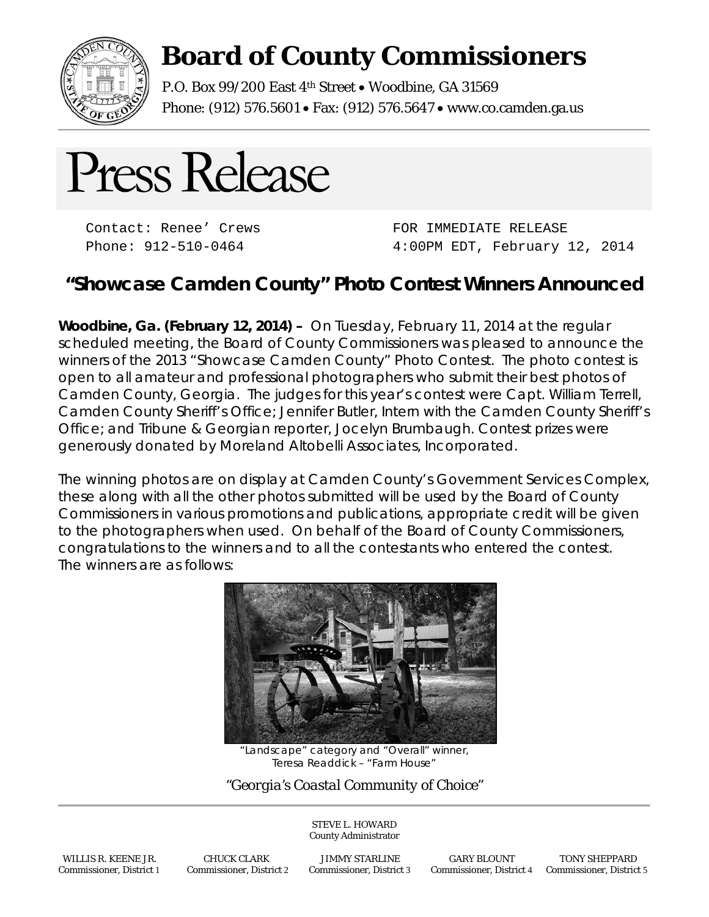# Board of County Commissioners

P.O. Box 99/200 East 4th Street • Woodbine, GA 31569
Phone: (912) 576.5601 • Fax: (912) 576.5647 • www.co.camden.ga.us

# Press Release

Contact: Renee' Crews
Phone: 912-510-0464

FOR IMMEDIATE RELEASE
4:00PM EDT, February 12, 2014

## "Showcase Camden County" Photo Contest Winners Announced

**Woodbine, Ga. (February 12, 2014) –** On Tuesday, February 11, 2014 at the regular scheduled meeting, the Board of County Commissioners was pleased to announce the winners of the 2013 "Showcase Camden County" Photo Contest. The photo contest is open to all amateur and professional photographers who submit their best photos of Camden County, Georgia. The judges for this year's contest were Capt. William Terrell, Camden County Sheriff's Office; Jennifer Butler, Intern with the Camden County Sheriff's Office; and Tribune & Georgian reporter, Jocelyn Brumbaugh. Contest prizes were generously donated by Moreland Altobelli Associates, Incorporated.

The winning photos are on display at Camden County's Government Services Complex, these along with all the other photos submitted will be used by the Board of County Commissioners in various promotions and publications, appropriate credit will be given to the photographers when used. On behalf of the Board of County Commissioners, congratulations to the winners and to all the contestants who entered the contest. The winners are as follows:

*"Landscape" category and "Overall" winner, Teresa Readdick – "Farm House"*

"Georgia's Coastal Community of Choice"

STEVE L. HOWARD
County Administrator

WILLIS R. KEENE JR. Commissioner, District 1 | CHUCK CLARK Commissioner, District 2 | JIMMY STARLINE Commissioner, District 3 | GARY BLOUNT Commissioner, District 4 | TONY SHEPPARD Commissioner, District 5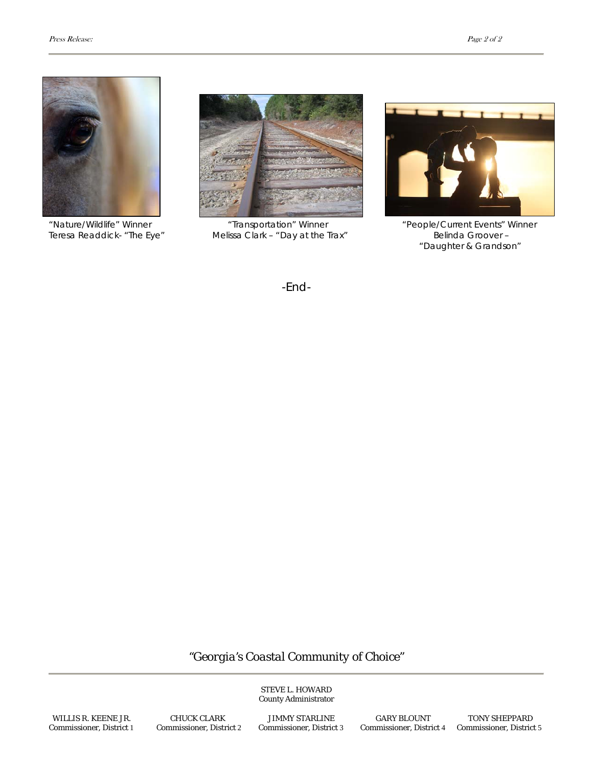"Nature/Wildlife" Winner
Teresa Readdick- "The Eye"

"Transportation" Winner
Melissa Clark – "Day at the Trax"

"People/Current Events" Winner
Belinda Groover –
"Daughter & Grandson"

-End-

"Georgia's Coastal Community of Choice"

STEVE L. HOWARD
County Administrator

WILLIS R. KEENE JR.
Commissioner, District 1

CHUCK CLARK
Commissioner, District 2

JIMMY STARLINE
Commissioner, District 3

GARY BLOUNT
Commissioner, District 4

TONY SHEPPARD
Commissioner, District 5